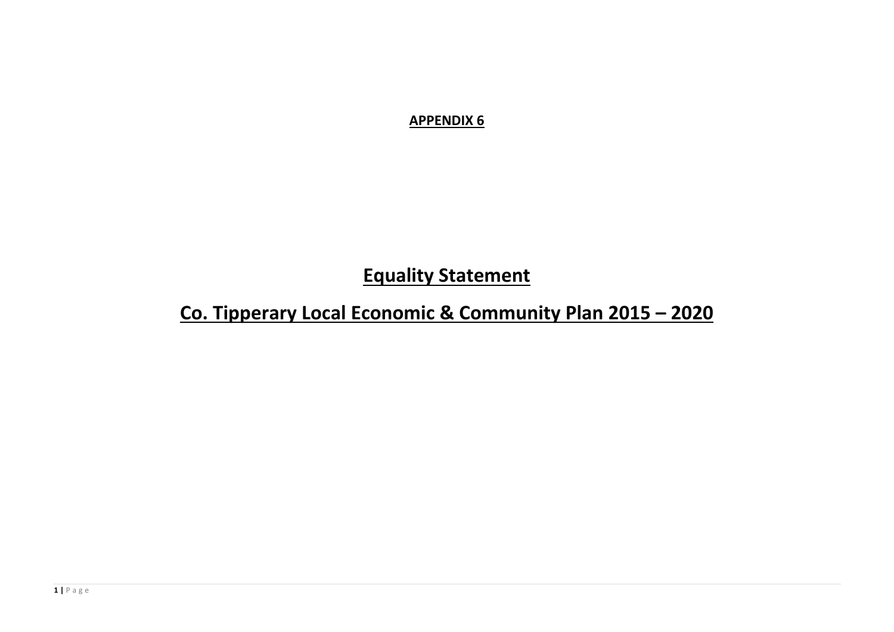**APPENDIX 6**

# Equality Statement

# Co. Tipperary Local Economic & Community Plan 2015 – 2020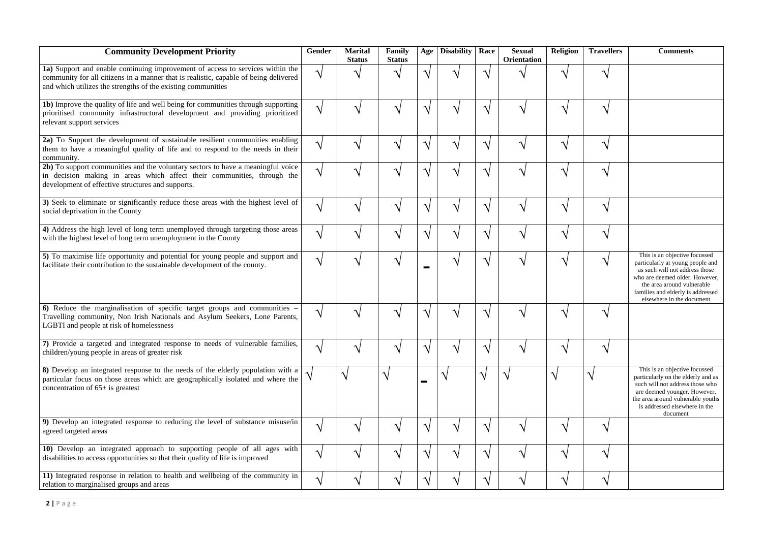| Community Development Priority | Gender | Marital Status | Family Status | Age | Disability | Race | Sexual Orientation | Religion | Travellers | Comments |
|---|---|---|---|---|---|---|---|---|---|---|
| **1a)** Support and enable continuing improvement of access to services within the community for all citizens in a manner that is realistic, capable of being delivered and which utilizes the strengths of the existing communities | √ | √ | √ | √ | √ | √ | √ | √ | √ | |
| **1b)** Improve the quality of life and well being for communities through supporting prioritised community infrastructural development and providing prioritized relevant support services | √ | √ | √ | √ | √ | √ | √ | √ | √ | |
| **2a)** To Support the development of sustainable resilient communities enabling them to have a meaningful quality of life and to respond to the needs in their community. | √ | √ | √ | √ | √ | √ | √ | √ | √ | |
| **2b)** To support communities and the voluntary sectors to have a meaningful voice in decision making in areas which affect their communities, through the development of effective structures and supports. | √ | √ | √ | √ | √ | √ | √ | √ | √ | |
| **3)** Seek to eliminate or significantly reduce those areas with the highest level of social deprivation in the County | √ | √ | √ | √ | √ | √ | √ | √ | √ | |
| **4)** Address the high level of long term unemployed through targeting those areas with the highest level of long term unemployment in the County | √ | √ | √ | √ | √ | √ | √ | √ | √ | |
| **5)** To maximise life opportunity and potential for young people and support and facilitate their contribution to the sustainable development of the county. | √ | √ | √ | - | √ | √ | √ | √ | √ | This is an objective focussed particularly at young people and as such will not address those who are deemed older. However, the area around vulnerable families and elderly is addressed elsewhere in the document |
| **6)** Reduce the marginalisation of specific target groups and communities – Travelling community, Non Irish Nationals and Asylum Seekers, Lone Parents, LGBTI and people at risk of homelessness | √ | √ | √ | √ | √ | √ | √ | √ | √ | |
| **7)** Provide a targeted and integrated response to needs of vulnerable families, children/young people in areas of greater risk | √ | √ | √ | √ | √ | √ | √ | √ | √ | |
| **8)** Develop an integrated response to the needs of the elderly population with a particular focus on those areas which are geographically isolated and where the concentration of 65+ is greatest | √ | √ | √ | - | √ | √ | √ | √ | √ | This is an objective focussed particularly on the elderly and as such will not address those who are deemed younger. However, the area around vulnerable youths is addressed elsewhere in the document |
| **9)** Develop an integrated response to reducing the level of substance misuse/in agreed targeted areas | √ | √ | √ | √ | √ | √ | √ | √ | √ | |
| **10)** Develop an integrated approach to supporting people of all ages with disabilities to access opportunities so that their quality of life is improved | √ | √ | √ | √ | √ | √ | √ | √ | √ | |
| **11)** Integrated response in relation to health and wellbeing of the community in relation to marginalised groups and areas | √ | √ | √ | √ | √ | √ | √ | √ | √ | |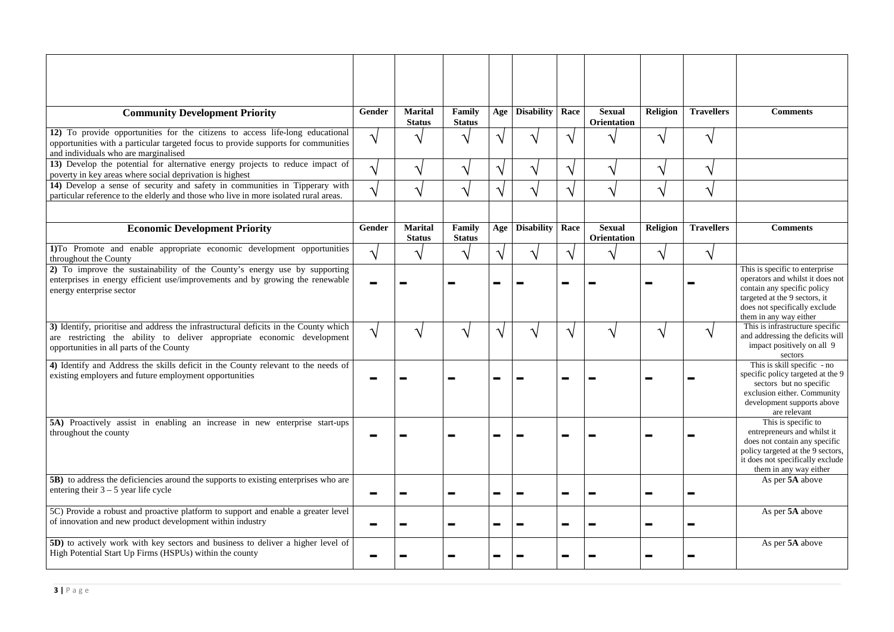| | | | | | | | | | | |
|---|---|---|---|---|---|---|---|---|---|---|
| **Community Development Priority** | **Gender** | **Marital Status** | **Family Status** | **Age** | **Disability** | **Race** | **Sexual Orientation** | **Religion** | **Travellers** | **Comments** |
| **12)** To provide opportunities for the citizens to access life-long educational opportunities with a particular targeted focus to provide supports for communities and individuals who are marginalised | √ | √ | √ | √ | √ | √ | √ | √ | √ | |
| **13)** Develop the potential for alternative energy projects to reduce impact of poverty in key areas where social deprivation is highest | √ | √ | √ | √ | √ | √ | √ | √ | √ | |
| **14)** Develop a sense of security and safety in communities in Tipperary with particular reference to the elderly and those who live in more isolated rural areas. | √ | √ | √ | √ | √ | √ | √ | √ | √ | |
| | | | | | | | | | | |
| **Economic Development Priority** | **Gender** | **Marital Status** | **Family Status** | **Age** | **Disability** | **Race** | **Sexual Orientation** | **Religion** | **Travellers** | **Comments** |
| **1)**To Promote and enable appropriate economic development opportunities throughout the County | √ | √ | √ | √ | √ | √ | √ | √ | √ | |
| **2)** To improve the sustainability of the County's energy use by supporting enterprises in energy efficient use/improvements and by growing the renewable energy enterprise sector | – | – | – | – | – | – | – | – | – | This is specific to enterprise operators and whilst it does not contain any specific policy targeted at the 9 sectors, it does not specifically exclude them in any way either |
| **3)** Identify, prioritise and address the infrastructural deficits in the County which are restricting the ability to deliver appropriate economic development opportunities in all parts of the County | √ | √ | √ | √ | √ | √ | √ | √ | √ | This is infrastructure specific and addressing the deficits will impact positively on all 9 sectors |
| **4)** Identify and Address the skills deficit in the County relevant to the needs of existing employers and future employment opportunities | – | – | – | – | – | – | – | – | – | This is skill specific - no specific policy targeted at the 9 sectors but no specific exclusion either. Community development supports above are relevant |
| **5A)** Proactively assist in enabling an increase in new enterprise start-ups throughout the county | – | – | – | – | – | – | – | – | – | This is specific to entrepreneurs and whilst it does not contain any specific policy targeted at the 9 sectors, it does not specifically exclude them in any way either |
| **5B)** to address the deficiencies around the supports to existing enterprises who are entering their 3 – 5 year life cycle | – | – | – | – | – | – | – | – | – | As per **5A** above |
| 5C) Provide a robust and proactive platform to support and enable a greater level of innovation and new product development within industry | – | – | – | – | – | – | – | – | – | As per **5A** above |
| **5D)** to actively work with key sectors and business to deliver a higher level of High Potential Start Up Firms (HSPUs) within the county | – | – | – | – | – | – | – | – | – | As per **5A** above |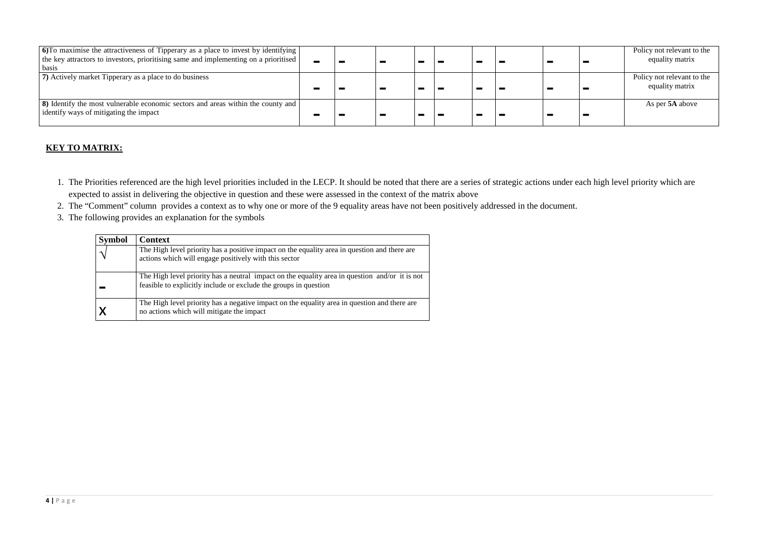| | | | | | | | | | | |
|---|---|---|---|---|---|---|---|---|---|---|
| **6)** To maximise the attractiveness of Tipperary as a place to invest by identifying the key attractors to investors, prioritising same and implementing on a prioritised basis | – | – | – | – | – | – | – | – | – | Policy not relevant to the equality matrix |
| **7)** Actively market Tipperary as a place to do business | – | – | – | – | – | – | – | – | – | Policy not relevant to the equality matrix |
| **8)** Identify the most vulnerable economic sectors and areas within the county and identify ways of mitigating the impact | – | – | – | – | – | – | – | – | – | As per **5A** above |

**KEY TO MATRIX:**

1. The Priorities referenced are the high level priorities included in the LECP. It should be noted that there are a series of strategic actions under each high level priority which are expected to assist in delivering the objective in question and these were assessed in the context of the matrix above
2. The "Comment" column provides a context as to why one or more of the 9 equality areas have not been positively addressed in the document.
3. The following provides an explanation for the symbols

| Symbol | Context |
|---|---|
| √ | The High level priority has a positive impact on the equality area in question and there are actions which will engage positively with this sector |
| – | The High level priority has a neutral impact on the equality area in question and/or it is not feasible to explicitly include or exclude the groups in question |
| X | The High level priority has a negative impact on the equality area in question and there are no actions which will mitigate the impact |